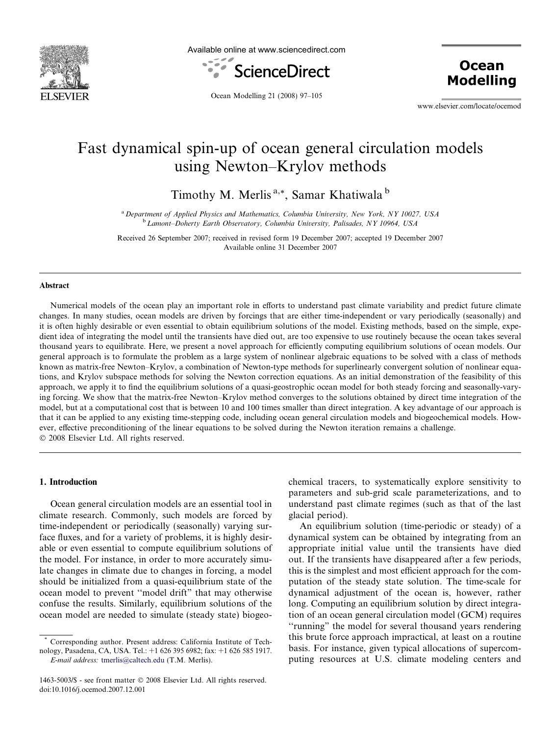# Fast dynamical spin-up of ocean general circulation models using Newton–Krylov methods

Timothy M. Merlis [a,*], Samar Khatiwala [b]

[a] Department of Applied Physics and Mathematics, Columbia University, New York, NY 10027, USA
[b] Lamont–Doherty Earth Observatory, Columbia University, Palisades, NY 10964, USA

Received 26 September 2007; received in revised form 19 December 2007; accepted 19 December 2007
Available online 31 December 2007

## Abstract

Numerical models of the ocean play an important role in efforts to understand past climate variability and predict future climate changes. In many studies, ocean models are driven by forcings that are either time-independent or vary periodically (seasonally) and it is often highly desirable or even essential to obtain equilibrium solutions of the model. Existing methods, based on the simple, expedient idea of integrating the model until the transients have died out, are too expensive to use routinely because the ocean takes several thousand years to equilibrate. Here, we present a novel approach for efficiently computing equilibrium solutions of ocean models. Our general approach is to formulate the problem as a large system of nonlinear algebraic equations to be solved with a class of methods known as matrix-free Newton–Krylov, a combination of Newton-type methods for superlinearly convergent solution of nonlinear equations, and Krylov subspace methods for solving the Newton correction equations. As an initial demonstration of the feasibility of this approach, we apply it to find the equilibrium solutions of a quasi-geostrophic ocean model for both steady forcing and seasonally-varying forcing. We show that the matrix-free Newton–Krylov method converges to the solutions obtained by direct time integration of the model, but at a computational cost that is between 10 and 100 times smaller than direct integration. A key advantage of our approach is that it can be applied to any existing time-stepping code, including ocean general circulation models and biogeochemical models. However, effective preconditioning of the linear equations to be solved during the Newton iteration remains a challenge.
© 2008 Elsevier Ltd. All rights reserved.

## 1. Introduction

Ocean general circulation models are an essential tool in climate research. Commonly, such models are forced by time-independent or periodically (seasonally) varying surface fluxes, and for a variety of problems, it is highly desirable or even essential to compute equilibrium solutions of the model. For instance, in order to more accurately simulate changes in climate due to changes in forcing, a model should be initialized from a quasi-equilibrium state of the ocean model to prevent "model drift" that may otherwise confuse the results. Similarly, equilibrium solutions of the ocean model are needed to simulate (steady state) biogeochemical tracers, to systematically explore sensitivity to parameters and sub-grid scale parameterizations, and to understand past climate regimes (such as that of the last glacial period).

An equilibrium solution (time-periodic or steady) of a dynamical system can be obtained by integrating from an appropriate initial value until the transients have died out. If the transients have disappeared after a few periods, this is the simplest and most efficient approach for the computation of the steady state solution. The time-scale for dynamical adjustment of the ocean is, however, rather long. Computing an equilibrium solution by direct integration of an ocean general circulation model (GCM) requires "running" the model for several thousand years rendering this brute force approach impractical, at least on a routine basis. For instance, given typical allocations of supercomputing resources at U.S. climate modeling centers and

* Corresponding author. Present address: California Institute of Technology, Pasadena, CA, USA. Tel.: +1 626 395 6982; fax: +1 626 585 1917.
E-mail address: tmerlis@caltech.edu (T.M. Merlis).

1463-5003/$ - see front matter © 2008 Elsevier Ltd. All rights reserved.
doi:10.1016/j.ocemod.2007.12.001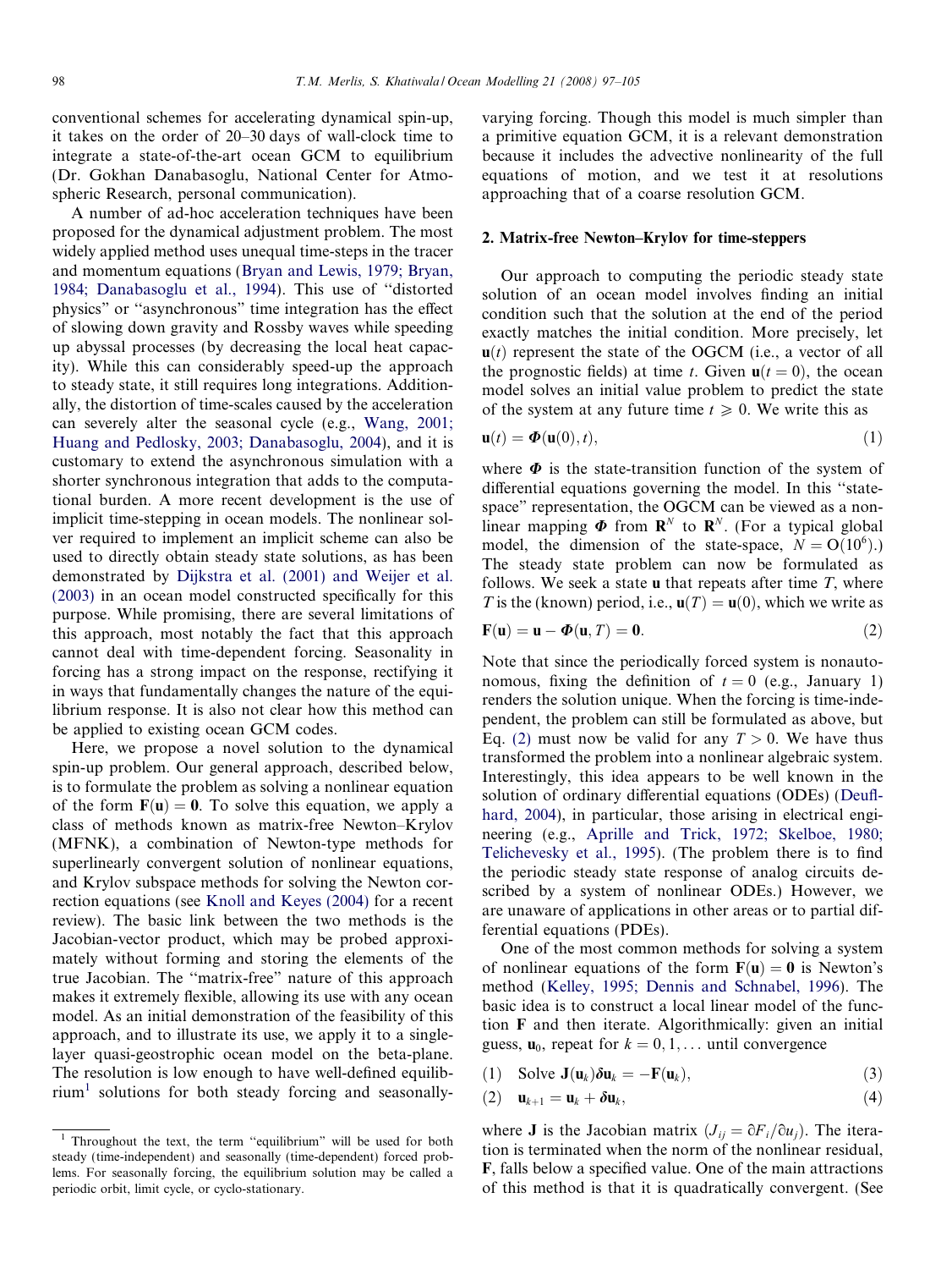conventional schemes for accelerating dynamical spin-up, it takes on the order of 20–30 days of wall-clock time to integrate a state-of-the-art ocean GCM to equilibrium (Dr. Gokhan Danabasoglu, National Center for Atmospheric Research, personal communication).

A number of ad-hoc acceleration techniques have been proposed for the dynamical adjustment problem. The most widely applied method uses unequal time-steps in the tracer and momentum equations (Bryan and Lewis, 1979; Bryan, 1984; Danabasoglu et al., 1994). This use of "distorted physics" or "asynchronous" time integration has the effect of slowing down gravity and Rossby waves while speeding up abyssal processes (by decreasing the local heat capacity). While this can considerably speed-up the approach to steady state, it still requires long integrations. Additionally, the distortion of time-scales caused by the acceleration can severely alter the seasonal cycle (e.g., Wang, 2001; Huang and Pedlosky, 2003; Danabasoglu, 2004), and it is customary to extend the asynchronous simulation with a shorter synchronous integration that adds to the computational burden. A more recent development is the use of implicit time-stepping in ocean models. The nonlinear solver required to implement an implicit scheme can also be used to directly obtain steady state solutions, as has been demonstrated by Dijkstra et al. (2001) and Weijer et al. (2003) in an ocean model constructed specifically for this purpose. While promising, there are several limitations of this approach, most notably the fact that this approach cannot deal with time-dependent forcing. Seasonality in forcing has a strong impact on the response, rectifying it in ways that fundamentally changes the nature of the equilibrium response. It is also not clear how this method can be applied to existing ocean GCM codes.

Here, we propose a novel solution to the dynamical spin-up problem. Our general approach, described below, is to formulate the problem as solving a nonlinear equation of the form $\mathbf{F}(\mathbf{u}) = \mathbf{0}$. To solve this equation, we apply a class of methods known as matrix-free Newton–Krylov (MFNK), a combination of Newton-type methods for superlinearly convergent solution of nonlinear equations, and Krylov subspace methods for solving the Newton correction equations (see Knoll and Keyes (2004) for a recent review). The basic link between the two methods is the Jacobian-vector product, which may be probed approximately without forming and storing the elements of the true Jacobian. The "matrix-free" nature of this approach makes it extremely flexible, allowing its use with any ocean model. As an initial demonstration of the feasibility of this approach, and to illustrate its use, we apply it to a single-layer quasi-geostrophic ocean model on the beta-plane. The resolution is low enough to have well-defined equilibrium[1] solutions for both steady forcing and seasonally-varying forcing. Though this model is much simpler than a primitive equation GCM, it is a relevant demonstration because it includes the advective nonlinearity of the full equations of motion, and we test it at resolutions approaching that of a coarse resolution GCM.

[1] Throughout the text, the term "equilibrium" will be used for both steady (time-independent) and seasonally (time-dependent) forced problems. For seasonally forcing, the equilibrium solution may be called a periodic orbit, limit cycle, or cyclo-stationary.

## 2. Matrix-free Newton–Krylov for time-steppers

Our approach to computing the periodic steady state solution of an ocean model involves finding an initial condition such that the solution at the end of the period exactly matches the initial condition. More precisely, let $\mathbf{u}(t)$ represent the state of the OGCM (i.e., a vector of all the prognostic fields) at time $t$. Given $\mathbf{u}(t = 0)$, the ocean model solves an initial value problem to predict the state of the system at any future time $t \geqslant 0$. We write this as

$$\mathbf{u}(t) = \boldsymbol{\Phi}(\mathbf{u}(0), t), \tag{1}$$

where $\boldsymbol{\Phi}$ is the state-transition function of the system of differential equations governing the model. In this "state-space" representation, the OGCM can be viewed as a nonlinear mapping $\boldsymbol{\Phi}$ from $\mathbf{R}^N$ to $\mathbf{R}^N$. (For a typical global model, the dimension of the state-space, $N = \mathrm{O}(10^6)$.) The steady state problem can now be formulated as follows. We seek a state $\mathbf{u}$ that repeats after time $T$, where $T$ is the (known) period, i.e., $\mathbf{u}(T) = \mathbf{u}(0)$, which we write as

$$\mathbf{F}(\mathbf{u}) = \mathbf{u} - \boldsymbol{\Phi}(\mathbf{u}, T) = \mathbf{0}. \tag{2}$$

Note that since the periodically forced system is nonautonomous, fixing the definition of $t = 0$ (e.g., January 1) renders the solution unique. When the forcing is time-independent, the problem can still be formulated as above, but Eq. (2) must now be valid for any $T > 0$. We have thus transformed the problem into a nonlinear algebraic system. Interestingly, this idea appears to be well known in the solution of ordinary differential equations (ODEs) (Deuflhard, 2004), in particular, those arising in electrical engineering (e.g., Aprille and Trick, 1972; Skelboe, 1980; Telichevesky et al., 1995). (The problem there is to find the periodic steady state response of analog circuits described by a system of nonlinear ODEs.) However, we are unaware of applications in other areas or to partial differential equations (PDEs).

One of the most common methods for solving a system of nonlinear equations of the form $\mathbf{F}(\mathbf{u}) = \mathbf{0}$ is Newton's method (Kelley, 1995; Dennis and Schnabel, 1996). The basic idea is to construct a local linear model of the function $\mathbf{F}$ and then iterate. Algorithmically: given an initial guess, $\mathbf{u}_0$, repeat for $k = 0, 1, \ldots$ until convergence

$$\text{(1)} \quad \text{Solve } \mathbf{J}(\mathbf{u}_k)\boldsymbol{\delta}\mathbf{u}_k = -\mathbf{F}(\mathbf{u}_k), \tag{3}$$

$$\text{(2)} \quad \mathbf{u}_{k+1} = \mathbf{u}_k + \boldsymbol{\delta}\mathbf{u}_k, \tag{4}$$

where $\mathbf{J}$ is the Jacobian matrix ($J_{ij} = \partial F_i / \partial u_j$). The iteration is terminated when the norm of the nonlinear residual, $\mathbf{F}$, falls below a specified value. One of the main attractions of this method is that it is quadratically convergent. (See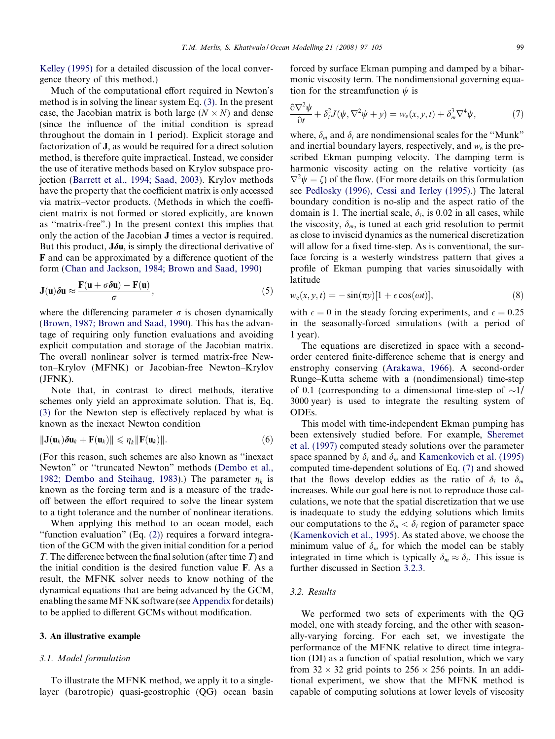Kelley (1995) for a detailed discussion of the local convergence theory of this method.)

Much of the computational effort required in Newton's method is in solving the linear system Eq. (3). In the present case, the Jacobian matrix is both large ($N \times N$) and dense (since the influence of the initial condition is spread throughout the domain in 1 period). Explicit storage and factorization of $\mathbf{J}$, as would be required for a direct solution method, is therefore quite impractical. Instead, we consider the use of iterative methods based on Krylov subspace projection (Barrett et al., 1994; Saad, 2003). Krylov methods have the property that the coefficient matrix is only accessed via matrix–vector products. (Methods in which the coefficient matrix is not formed or stored explicitly, are known as "matrix-free".) In the present context this implies that only the action of the Jacobian $\mathbf{J}$ times a vector is required. But this product, $\mathbf{J}\boldsymbol{\delta}\mathbf{u}$, is simply the directional derivative of $\mathbf{F}$ and can be approximated by a difference quotient of the form (Chan and Jackson, 1984; Brown and Saad, 1990)

$$\mathbf{J}(\mathbf{u})\boldsymbol{\delta}\mathbf{u} \approx \frac{\mathbf{F}(\mathbf{u} + \sigma\boldsymbol{\delta}\mathbf{u}) - \mathbf{F}(\mathbf{u})}{\sigma}, \tag{5}$$

where the differencing parameter $\sigma$ is chosen dynamically (Brown, 1987; Brown and Saad, 1990). This has the advantage of requiring only function evaluations and avoiding explicit computation and storage of the Jacobian matrix. The overall nonlinear solver is termed matrix-free Newton–Krylov (MFNK) or Jacobian-free Newton–Krylov (JFNK).

Note that, in contrast to direct methods, iterative schemes only yield an approximate solution. That is, Eq. (3) for the Newton step is effectively replaced by what is known as the inexact Newton condition

$$\|\mathbf{J}(\mathbf{u}_k)\boldsymbol{\delta}\mathbf{u}_k + \mathbf{F}(\mathbf{u}_k)\| \leqslant \eta_k \|\mathbf{F}(\mathbf{u}_k)\|. \tag{6}$$

(For this reason, such schemes are also known as "inexact Newton" or "truncated Newton" methods (Dembo et al., 1982; Dembo and Steihaug, 1983).) The parameter $\eta_k$ is known as the forcing term and is a measure of the trade-off between the effort required to solve the linear system to a tight tolerance and the number of nonlinear iterations.

When applying this method to an ocean model, each "function evaluation" (Eq. (2)) requires a forward integration of the GCM with the given initial condition for a period $T$. The difference between the final solution (after time $T$) and the initial condition is the desired function value $\mathbf{F}$. As a result, the MFNK solver needs to know nothing of the dynamical equations that are being advanced by the GCM, enabling the same MFNK software (see Appendix for details) to be applied to different GCMs without modification.

## 3. An illustrative example

### 3.1. Model formulation

To illustrate the MFNK method, we apply it to a single-layer (barotropic) quasi-geostrophic (QG) ocean basin forced by surface Ekman pumping and damped by a biharmonic viscosity term. The nondimensional governing equation for the streamfunction $\psi$ is

$$\frac{\partial \nabla^2 \psi}{\partial t} + \delta_i^2 J(\psi, \nabla^2\psi + y) = w_e(x, y, t) + \delta_m^3 \nabla^4 \psi, \tag{7}$$

where, $\delta_m$ and $\delta_i$ are nondimensional scales for the "Munk" and inertial boundary layers, respectively, and $w_e$ is the prescribed Ekman pumping velocity. The damping term is harmonic viscosity acting on the relative vorticity (as $\nabla^2\psi = \zeta$) of the flow. (For more details on this formulation see Pedlosky (1996), Cessi and Ierley (1995).) The lateral boundary condition is no-slip and the aspect ratio of the domain is 1. The inertial scale, $\delta_i$, is 0.02 in all cases, while the viscosity, $\delta_m$, is tuned at each grid resolution to permit as close to inviscid dynamics as the numerical discretization will allow for a fixed time-step. As is conventional, the surface forcing is a westerly windstress pattern that gives a profile of Ekman pumping that varies sinusoidally with latitude

$$w_e(x, y, t) = -\sin(\pi y)[1 + \epsilon\cos(\omega t)], \tag{8}$$

with $\epsilon = 0$ in the steady forcing experiments, and $\epsilon = 0.25$ in the seasonally-forced simulations (with a period of 1 year).

The equations are discretized in space with a second-order centered finite-difference scheme that is energy and enstrophy conserving (Arakawa, 1966). A second-order Runge–Kutta scheme with a (nondimensional) time-step of 0.1 (corresponding to a dimensional time-step of $\sim$1/3000 year) is used to integrate the resulting system of ODEs.

This model with time-independent Ekman pumping has been extensively studied before. For example, Sheremet et al. (1997) computed steady solutions over the parameter space spanned by $\delta_i$ and $\delta_m$ and Kamenkovich et al. (1995) computed time-dependent solutions of Eq. (7) and showed that the flows develop eddies as the ratio of $\delta_i$ to $\delta_m$ increases. While our goal here is not to reproduce those calculations, we note that the spatial discretization that we use is inadequate to study the eddying solutions which limits our computations to the $\delta_m < \delta_i$ region of parameter space (Kamenkovich et al., 1995). As stated above, we choose the minimum value of $\delta_m$ for which the model can be stably integrated in time which is typically $\delta_m \approx \delta_i$. This issue is further discussed in Section 3.2.3.

### 3.2. Results

We performed two sets of experiments with the QG model, one with steady forcing, and the other with seasonally-varying forcing. For each set, we investigate the performance of the MFNK relative to direct time integration (DI) as a function of spatial resolution, which we vary from $32 \times 32$ grid points to $256 \times 256$ points. In an additional experiment, we show that the MFNK method is capable of computing solutions at lower levels of viscosity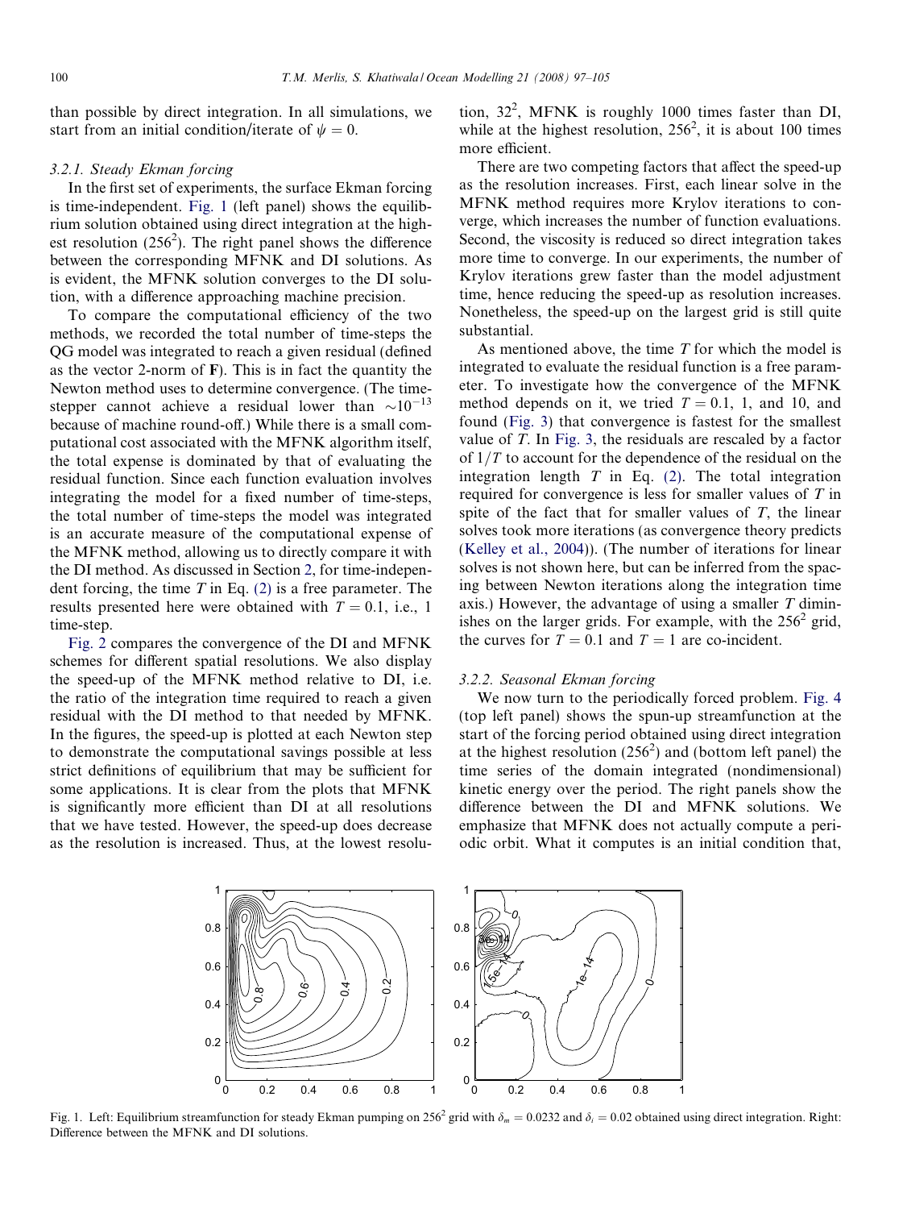than possible by direct integration. In all simulations, we start from an initial condition/iterate of $\psi = 0$.

### 3.2.1. Steady Ekman forcing

In the first set of experiments, the surface Ekman forcing is time-independent. Fig. 1 (left panel) shows the equilibrium solution obtained using direct integration at the highest resolution ($256^2$). The right panel shows the difference between the corresponding MFNK and DI solutions. As is evident, the MFNK solution converges to the DI solution, with a difference approaching machine precision.

To compare the computational efficiency of the two methods, we recorded the total number of time-steps the QG model was integrated to reach a given residual (defined as the vector 2-norm of $\mathbf{F}$). This is in fact the quantity the Newton method uses to determine convergence. (The time-stepper cannot achieve a residual lower than $\sim 10^{-13}$ because of machine round-off.) While there is a small computational cost associated with the MFNK algorithm itself, the total expense is dominated by that of evaluating the residual function. Since each function evaluation involves integrating the model for a fixed number of time-steps, the total number of time-steps the model was integrated is an accurate measure of the computational expense of the MFNK method, allowing us to directly compare it with the DI method. As discussed in Section 2, for time-independent forcing, the time $T$ in Eq. (2) is a free parameter. The results presented here were obtained with $T = 0.1$, i.e., 1 time-step.

Fig. 2 compares the convergence of the DI and MFNK schemes for different spatial resolutions. We also display the speed-up of the MFNK method relative to DI, i.e. the ratio of the integration time required to reach a given residual with the DI method to that needed by MFNK. In the figures, the speed-up is plotted at each Newton step to demonstrate the computational savings possible at less strict definitions of equilibrium that may be sufficient for some applications. It is clear from the plots that MFNK is significantly more efficient than DI at all resolutions that we have tested. However, the speed-up does decrease as the resolution is increased. Thus, at the lowest resolution, $32^2$, MFNK is roughly 1000 times faster than DI, while at the highest resolution, $256^2$, it is about 100 times more efficient.

There are two competing factors that affect the speed-up as the resolution increases. First, each linear solve in the MFNK method requires more Krylov iterations to converge, which increases the number of function evaluations. Second, the viscosity is reduced so direct integration takes more time to converge. In our experiments, the number of Krylov iterations grew faster than the model adjustment time, hence reducing the speed-up as resolution increases. Nonetheless, the speed-up on the largest grid is still quite substantial.

As mentioned above, the time $T$ for which the model is integrated to evaluate the residual function is a free parameter. To investigate how the convergence of the MFNK method depends on it, we tried $T = 0.1$, 1, and 10, and found (Fig. 3) that convergence is fastest for the smallest value of $T$. In Fig. 3, the residuals are rescaled by a factor of $1/T$ to account for the dependence of the residual on the integration length $T$ in Eq. (2). The total integration required for convergence is less for smaller values of $T$ in spite of the fact that for smaller values of $T$, the linear solves took more iterations (as convergence theory predicts (Kelley et al., 2004)). (The number of iterations for linear solves is not shown here, but can be inferred from the spacing between Newton iterations along the integration time axis.) However, the advantage of using a smaller $T$ diminishes on the larger grids. For example, with the $256^2$ grid, the curves for $T = 0.1$ and $T = 1$ are co-incident.

### 3.2.2. Seasonal Ekman forcing

We now turn to the periodically forced problem. Fig. 4 (top left panel) shows the spun-up streamfunction at the start of the forcing period obtained using direct integration at the highest resolution ($256^2$) and (bottom left panel) the time series of the domain integrated (nondimensional) kinetic energy over the period. The right panels show the difference between the DI and MFNK solutions. We emphasize that MFNK does not actually compute a periodic orbit. What it computes is an initial condition that,

Fig. 1. Left: Equilibrium streamfunction for steady Ekman pumping on $256^2$ grid with $\delta_m = 0.0232$ and $\delta_i = 0.02$ obtained using direct integration. Right: Difference between the MFNK and DI solutions.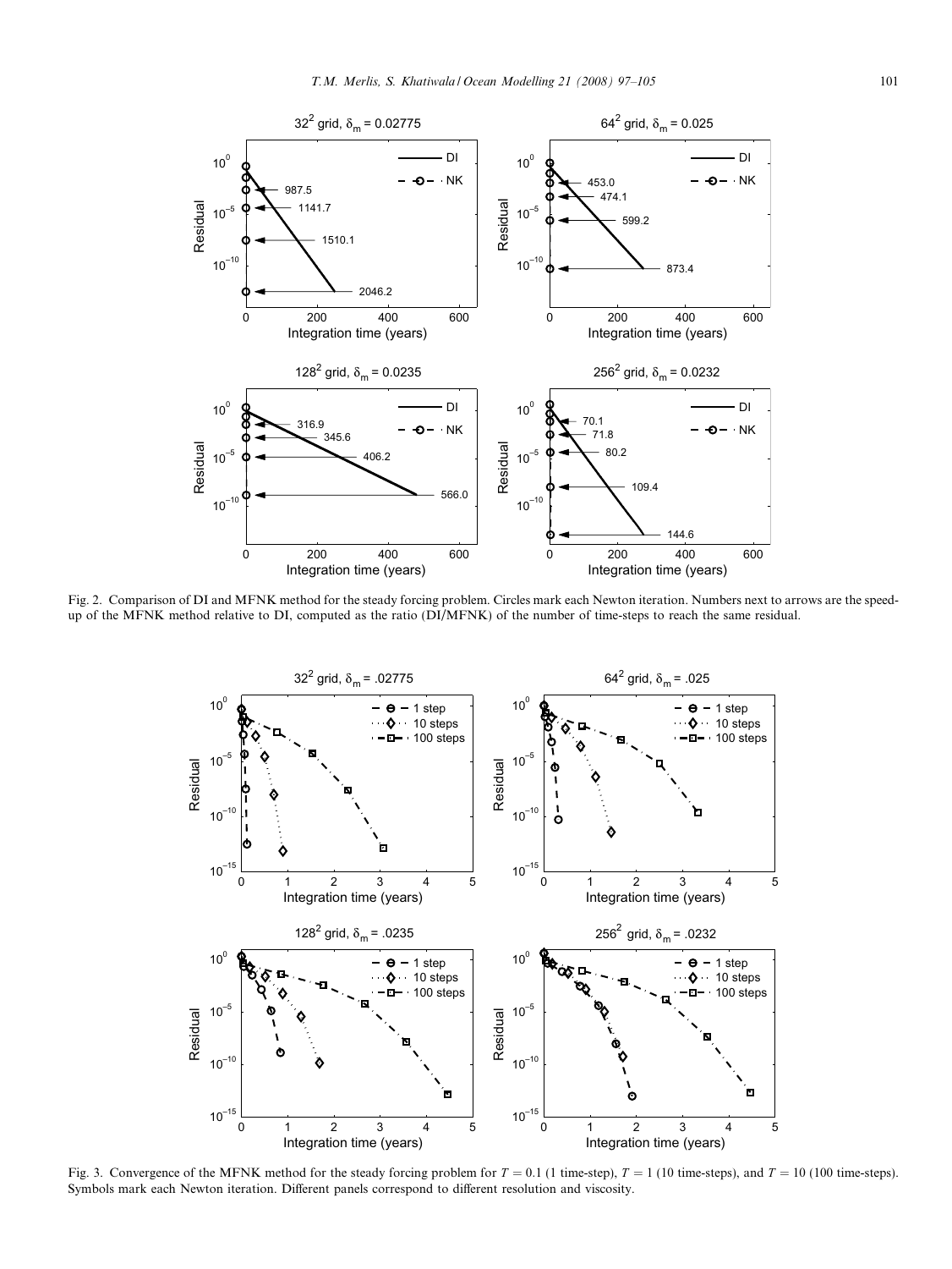Fig. 2. Comparison of DI and MFNK method for the steady forcing problem. Circles mark each Newton iteration. Numbers next to arrows are the speed-up of the MFNK method relative to DI, computed as the ratio (DI/MFNK) of the number of time-steps to reach the same residual.

Fig. 3. Convergence of the MFNK method for the steady forcing problem for $T = 0.1$ (1 time-step), $T = 1$ (10 time-steps), and $T = 10$ (100 time-steps). Symbols mark each Newton iteration. Different panels correspond to different resolution and viscosity.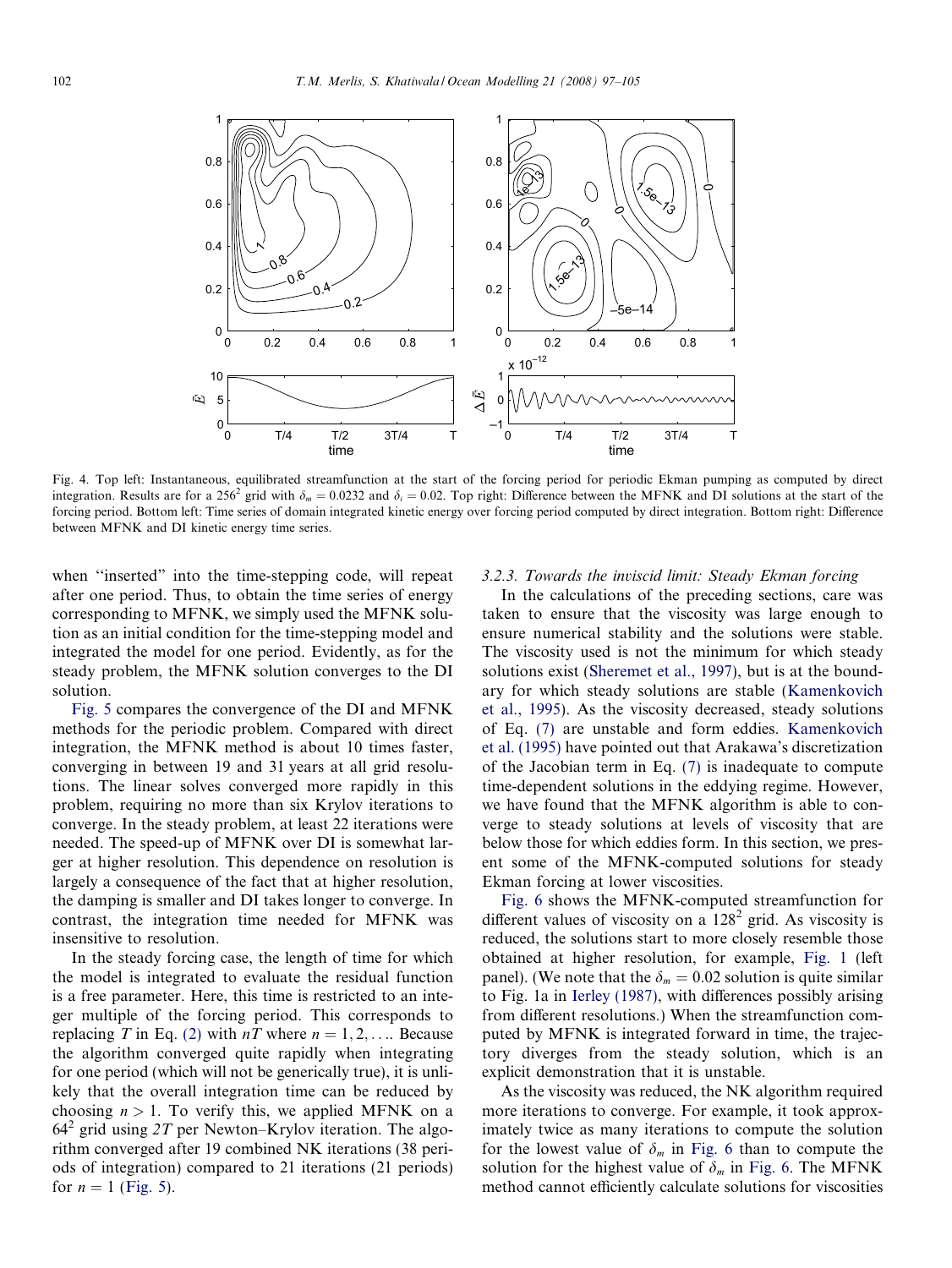Fig. 4. Top left: Instantaneous, equilibrated streamfunction at the start of the forcing period for periodic Ekman pumping as computed by direct integration. Results are for a $256^2$ grid with $\delta_m = 0.0232$ and $\delta_i = 0.02$. Top right: Difference between the MFNK and DI solutions at the start of the forcing period. Bottom left: Time series of domain integrated kinetic energy over forcing period computed by direct integration. Bottom right: Difference between MFNK and DI kinetic energy time series.

when "inserted" into the time-stepping code, will repeat after one period. Thus, to obtain the time series of energy corresponding to MFNK, we simply used the MFNK solution as an initial condition for the time-stepping model and integrated the model for one period. Evidently, as for the steady problem, the MFNK solution converges to the DI solution.

Fig. 5 compares the convergence of the DI and MFNK methods for the periodic problem. Compared with direct integration, the MFNK method is about 10 times faster, converging in between 19 and 31 years at all grid resolutions. The linear solves converged more rapidly in this problem, requiring no more than six Krylov iterations to converge. In the steady problem, at least 22 iterations were needed. The speed-up of MFNK over DI is somewhat larger at higher resolution. This dependence on resolution is largely a consequence of the fact that at higher resolution, the damping is smaller and DI takes longer to converge. In contrast, the integration time needed for MFNK was insensitive to resolution.

In the steady forcing case, the length of time for which the model is integrated to evaluate the residual function is a free parameter. Here, this time is restricted to an integer multiple of the forcing period. This corresponds to replacing $T$ in Eq. (2) with $nT$ where $n = 1, 2, \ldots$. Because the algorithm converged quite rapidly when integrating for one period (which will not be generically true), it is unlikely that the overall integration time can be reduced by choosing $n > 1$. To verify this, we applied MFNK on a $64^2$ grid using $2T$ per Newton–Krylov iteration. The algorithm converged after 19 combined NK iterations (38 periods of integration) compared to 21 iterations (21 periods) for $n = 1$ (Fig. 5).

### 3.2.3. Towards the inviscid limit: Steady Ekman forcing

In the calculations of the preceding sections, care was taken to ensure that the viscosity was large enough to ensure numerical stability and the solutions were stable. The viscosity used is not the minimum for which steady solutions exist (Sheremet et al., 1997), but is at the boundary for which steady solutions are stable (Kamenkovich et al., 1995). As the viscosity decreased, steady solutions of Eq. (7) are unstable and form eddies. Kamenkovich et al. (1995) have pointed out that Arakawa's discretization of the Jacobian term in Eq. (7) is inadequate to compute time-dependent solutions in the eddying regime. However, we have found that the MFNK algorithm is able to converge to steady solutions at levels of viscosity that are below those for which eddies form. In this section, we present some of the MFNK-computed solutions for steady Ekman forcing at lower viscosities.

Fig. 6 shows the MFNK-computed streamfunction for different values of viscosity on a $128^2$ grid. As viscosity is reduced, the solutions start to more closely resemble those obtained at higher resolution, for example, Fig. 1 (left panel). (We note that the $\delta_m = 0.02$ solution is quite similar to Fig. 1a in Ierley (1987), with differences possibly arising from different resolutions.) When the streamfunction computed by MFNK is integrated forward in time, the trajectory diverges from the steady solution, which is an explicit demonstration that it is unstable.

As the viscosity was reduced, the NK algorithm required more iterations to converge. For example, it took approximately twice as many iterations to compute the solution for the lowest value of $\delta_m$ in Fig. 6 than to compute the solution for the highest value of $\delta_m$ in Fig. 6. The MFNK method cannot efficiently calculate solutions for viscosities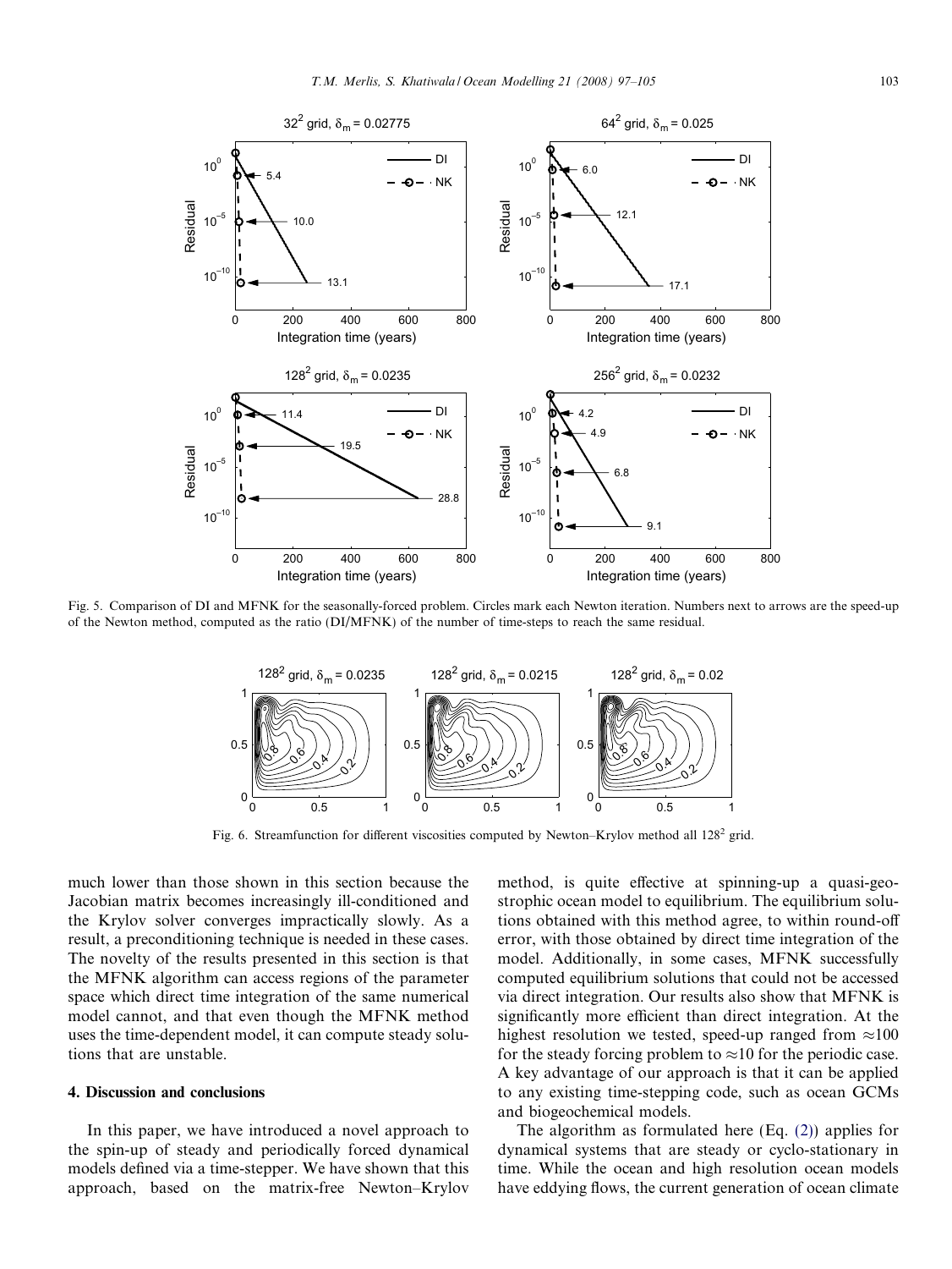Fig. 5. Comparison of DI and MFNK for the seasonally-forced problem. Circles mark each Newton iteration. Numbers next to arrows are the speed-up of the Newton method, computed as the ratio (DI/MFNK) of the number of time-steps to reach the same residual.

Fig. 6. Streamfunction for different viscosities computed by Newton–Krylov method all $128^2$ grid.

much lower than those shown in this section because the Jacobian matrix becomes increasingly ill-conditioned and the Krylov solver converges impractically slowly. As a result, a preconditioning technique is needed in these cases. The novelty of the results presented in this section is that the MFNK algorithm can access regions of the parameter space which direct time integration of the same numerical model cannot, and that even though the MFNK method uses the time-dependent model, it can compute steady solutions that are unstable.

## 4. Discussion and conclusions

In this paper, we have introduced a novel approach to the spin-up of steady and periodically forced dynamical models defined via a time-stepper. We have shown that this approach, based on the matrix-free Newton–Krylov method, is quite effective at spinning-up a quasi-geostrophic ocean model to equilibrium. The equilibrium solutions obtained with this method agree, to within round-off error, with those obtained by direct time integration of the model. Additionally, in some cases, MFNK successfully computed equilibrium solutions that could not be accessed via direct integration. Our results also show that MFNK is significantly more efficient than direct integration. At the highest resolution we tested, speed-up ranged from $\approx$100 for the steady forcing problem to $\approx$10 for the periodic case. A key advantage of our approach is that it can be applied to any existing time-stepping code, such as ocean GCMs and biogeochemical models.

The algorithm as formulated here (Eq. (2)) applies for dynamical systems that are steady or cyclo-stationary in time. While the ocean and high resolution ocean models have eddying flows, the current generation of ocean climate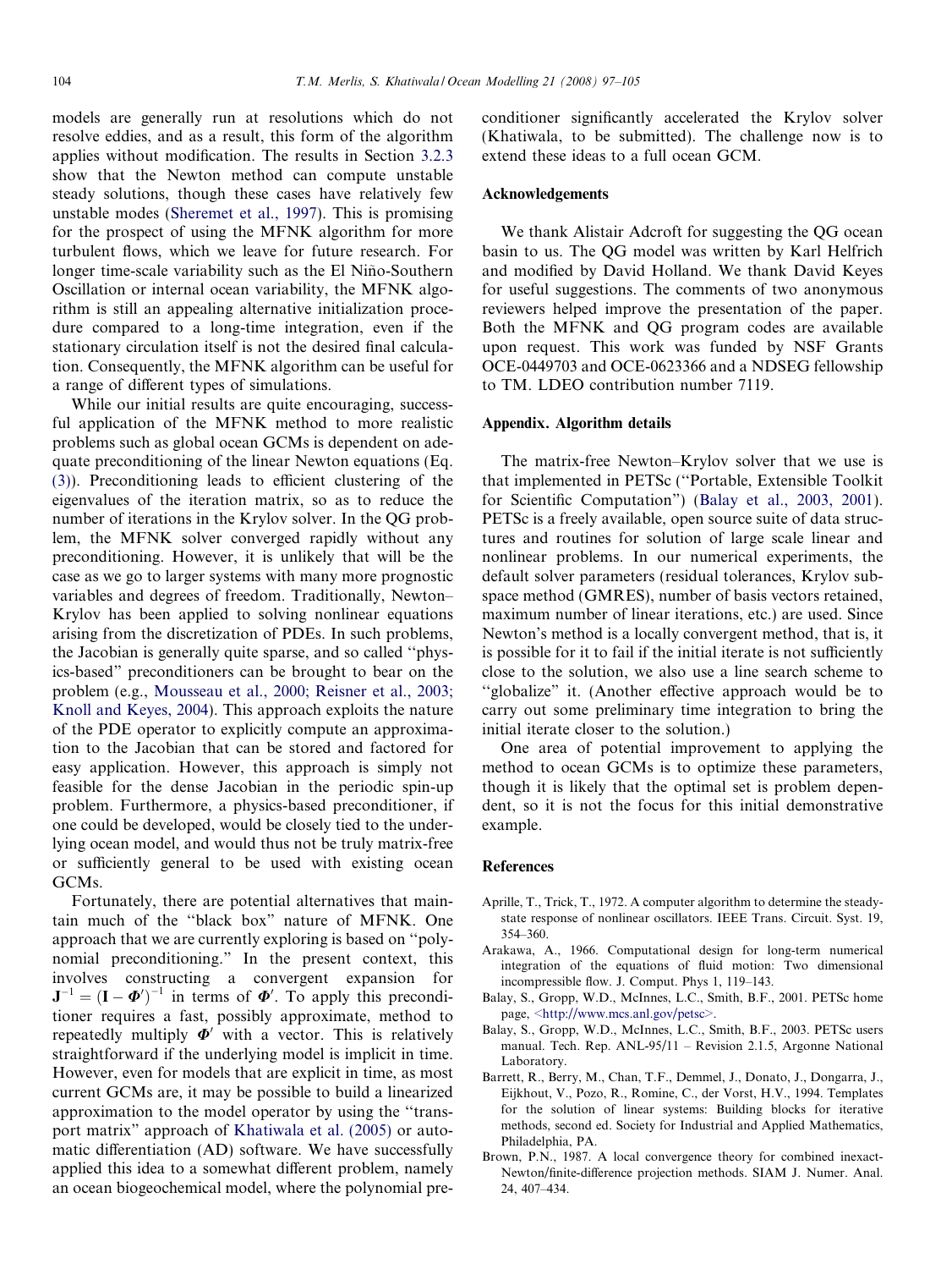models are generally run at resolutions which do not resolve eddies, and as a result, this form of the algorithm applies without modification. The results in Section 3.2.3 show that the Newton method can compute unstable steady solutions, though these cases have relatively few unstable modes (Sheremet et al., 1997). This is promising for the prospect of using the MFNK algorithm for more turbulent flows, which we leave for future research. For longer time-scale variability such as the El Niño-Southern Oscillation or internal ocean variability, the MFNK algorithm is still an appealing alternative initialization procedure compared to a long-time integration, even if the stationary circulation itself is not the desired final calculation. Consequently, the MFNK algorithm can be useful for a range of different types of simulations.

While our initial results are quite encouraging, successful application of the MFNK method to more realistic problems such as global ocean GCMs is dependent on adequate preconditioning of the linear Newton equations (Eq. (3)). Preconditioning leads to efficient clustering of the eigenvalues of the iteration matrix, so as to reduce the number of iterations in the Krylov solver. In the QG problem, the MFNK solver converged rapidly without any preconditioning. However, it is unlikely that will be the case as we go to larger systems with many more prognostic variables and degrees of freedom. Traditionally, Newton–Krylov has been applied to solving nonlinear equations arising from the discretization of PDEs. In such problems, the Jacobian is generally quite sparse, and so called "physics-based" preconditioners can be brought to bear on the problem (e.g., Mousseau et al., 2000; Reisner et al., 2003; Knoll and Keyes, 2004). This approach exploits the nature of the PDE operator to explicitly compute an approximation to the Jacobian that can be stored and factored for easy application. However, this approach is simply not feasible for the dense Jacobian in the periodic spin-up problem. Furthermore, a physics-based preconditioner, if one could be developed, would be closely tied to the underlying ocean model, and would thus not be truly matrix-free or sufficiently general to be used with existing ocean GCMs.

Fortunately, there are potential alternatives that maintain much of the "black box" nature of MFNK. One approach that we are currently exploring is based on "polynomial preconditioning." In the present context, this involves constructing a convergent expansion for $\mathbf{J}^{-1} = (\mathbf{I} - \boldsymbol{\Phi}')^{-1}$ in terms of $\boldsymbol{\Phi}'$. To apply this preconditioner requires a fast, possibly approximate, method to repeatedly multiply $\boldsymbol{\Phi}'$ with a vector. This is relatively straightforward if the underlying model is implicit in time. However, even for models that are explicit in time, as most current GCMs are, it may be possible to build a linearized approximation to the model operator by using the "transport matrix" approach of Khatiwala et al. (2005) or automatic differentiation (AD) software. We have successfully applied this idea to a somewhat different problem, namely an ocean biogeochemical model, where the polynomial preconditioner significantly accelerated the Krylov solver (Khatiwala, to be submitted). The challenge now is to extend these ideas to a full ocean GCM.

## Acknowledgements

We thank Alistair Adcroft for suggesting the QG ocean basin to us. The QG model was written by Karl Helfrich and modified by David Holland. We thank David Keyes for useful suggestions. The comments of two anonymous reviewers helped improve the presentation of the paper. Both the MFNK and QG program codes are available upon request. This work was funded by NSF Grants OCE-0449703 and OCE-0623366 and a NDSEG fellowship to TM. LDEO contribution number 7119.

## Appendix. Algorithm details

The matrix-free Newton–Krylov solver that we use is that implemented in PETSc ("Portable, Extensible Toolkit for Scientific Computation") (Balay et al., 2003, 2001). PETSc is a freely available, open source suite of data structures and routines for solution of large scale linear and nonlinear problems. In our numerical experiments, the default solver parameters (residual tolerances, Krylov subspace method (GMRES), number of basis vectors retained, maximum number of linear iterations, etc.) are used. Since Newton's method is a locally convergent method, that is, it is possible for it to fail if the initial iterate is not sufficiently close to the solution, we also use a line search scheme to "globalize" it. (Another effective approach would be to carry out some preliminary time integration to bring the initial iterate closer to the solution.)

One area of potential improvement to applying the method to ocean GCMs is to optimize these parameters, though it is likely that the optimal set is problem dependent, so it is not the focus for this initial demonstrative example.

## References

Aprille, T., Trick, T., 1972. A computer algorithm to determine the steady-state response of nonlinear oscillators. IEEE Trans. Circuit. Syst. 19, 354–360.

Arakawa, A., 1966. Computational design for long-term numerical integration of the equations of fluid motion: Two dimensional incompressible flow. J. Comput. Phys 1, 119–143.

Balay, S., Gropp, W.D., McInnes, L.C., Smith, B.F., 2001. PETSc home page, <http://www.mcs.anl.gov/petsc>.

Balay, S., Gropp, W.D., McInnes, L.C., Smith, B.F., 2003. PETSc users manual. Tech. Rep. ANL-95/11 – Revision 2.1.5, Argonne National Laboratory.

Barrett, R., Berry, M., Chan, T.F., Demmel, J., Donato, J., Dongarra, J., Eijkhout, V., Pozo, R., Romine, C., der Vorst, H.V., 1994. Templates for the solution of linear systems: Building blocks for iterative methods, second ed. Society for Industrial and Applied Mathematics, Philadelphia, PA.

Brown, P.N., 1987. A local convergence theory for combined inexact-Newton/finite-difference projection methods. SIAM J. Numer. Anal. 24, 407–434.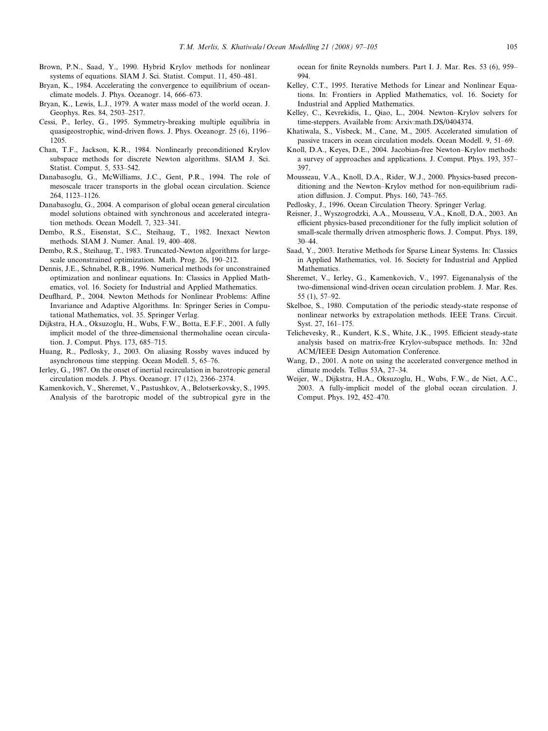Brown, P.N., Saad, Y., 1990. Hybrid Krylov methods for nonlinear systems of equations. SIAM J. Sci. Statist. Comput. 11, 450–481.

Bryan, K., 1984. Accelerating the convergence to equilibrium of ocean-climate models. J. Phys. Oceanogr. 14, 666–673.

Bryan, K., Lewis, L.J., 1979. A water mass model of the world ocean. J. Geophys. Res. 84, 2503–2517.

Cessi, P., Ierley, G., 1995. Symmetry-breaking multiple equilibria in quasigeostrophic, wind-driven flows. J. Phys. Oceanogr. 25 (6), 1196–1205.

Chan, T.F., Jackson, K.R., 1984. Nonlinearly preconditioned Krylov subspace methods for discrete Newton algorithms. SIAM J. Sci. Statist. Comput. 5, 533–542.

Danabasoglu, G., McWilliams, J.C., Gent, P.R., 1994. The role of mesoscale tracer transports in the global ocean circulation. Science 264, 1123–1126.

Danabasoglu, G., 2004. A comparison of global ocean general circulation model solutions obtained with synchronous and accelerated integration methods. Ocean Modell. 7, 323–341.

Dembo, R.S., Eisenstat, S.C., Steihaug, T., 1982. Inexact Newton methods. SIAM J. Numer. Anal. 19, 400–408.

Dembo, R.S., Steihaug, T., 1983. Truncated-Newton algorithms for large-scale unconstrained optimization. Math. Prog. 26, 190–212.

Dennis, J.E., Schnabel, R.B., 1996. Numerical methods for unconstrained optimization and nonlinear equations. In: Classics in Applied Mathematics, vol. 16. Society for Industrial and Applied Mathematics.

Deuflhard, P., 2004. Newton Methods for Nonlinear Problems: Affine Invariance and Adaptive Algorithms. In: Springer Series in Computational Mathematics, vol. 35. Springer Verlag.

Dijkstra, H.A., Oksuzoglu, H., Wubs, F.W., Botta, E.F.F., 2001. A fully implicit model of the three-dimensional thermohaline ocean circulation. J. Comput. Phys. 173, 685–715.

Huang, R., Pedlosky, J., 2003. On aliasing Rossby waves induced by asynchronous time stepping. Ocean Modell. 5, 65–76.

Ierley, G., 1987. On the onset of inertial recirculation in barotropic general circulation models. J. Phys. Oceanogr. 17 (12), 2366–2374.

Kamenkovich, V., Sheremet, V., Pastushkov, A., Belotserkovsky, S., 1995. Analysis of the barotropic model of the subtropical gyre in the ocean for finite Reynolds numbers. Part I. J. Mar. Res. 53 (6), 959–994.

Kelley, C.T., 1995. Iterative Methods for Linear and Nonlinear Equations. In: Frontiers in Applied Mathematics, vol. 16. Society for Industrial and Applied Mathematics.

Kelley, C., Kevrekidis, I., Qiao, L., 2004. Newton–Krylov solvers for time-steppers. Available from: Arxiv:math.DS/0404374.

Khatiwala, S., Visbeck, M., Cane, M., 2005. Accelerated simulation of passive tracers in ocean circulation models. Ocean Modell. 9, 51–69.

Knoll, D.A., Keyes, D.E., 2004. Jacobian-free Newton–Krylov methods: a survey of approaches and applications. J. Comput. Phys. 193, 357–397.

Mousseau, V.A., Knoll, D.A., Rider, W.J., 2000. Physics-based preconditioning and the Newton–Krylov method for non-equilibrium radiation diffusion. J. Comput. Phys. 160, 743–765.

Pedlosky, J., 1996. Ocean Circulation Theory. Springer Verlag.

Reisner, J., Wyszogrodzki, A.A., Mousseau, V.A., Knoll, D.A., 2003. An efficient physics-based preconditioner for the fully implicit solution of small-scale thermally driven atmospheric flows. J. Comput. Phys. 189, 30–44.

Saad, Y., 2003. Iterative Methods for Sparse Linear Systems. In: Classics in Applied Mathematics, vol. 16. Society for Industrial and Applied Mathematics.

Sheremet, V., Ierley, G., Kamenkovich, V., 1997. Eigenanalysis of the two-dimensional wind-driven ocean circulation problem. J. Mar. Res. 55 (1), 57–92.

Skelboe, S., 1980. Computation of the periodic steady-state response of nonlinear networks by extrapolation methods. IEEE Trans. Circuit. Syst. 27, 161–175.

Telichevesky, R., Kundert, K.S., White, J.K., 1995. Efficient steady-state analysis based on matrix-free Krylov-subspace methods. In: 32nd ACM/IEEE Design Automation Conference.

Wang, D., 2001. A note on using the accelerated convergence method in climate models. Tellus 53A, 27–34.

Weijer, W., Dijkstra, H.A., Oksuzoglu, H., Wubs, F.W., de Niet, A.C., 2003. A fully-implicit model of the global ocean circulation. J. Comput. Phys. 192, 452–470.